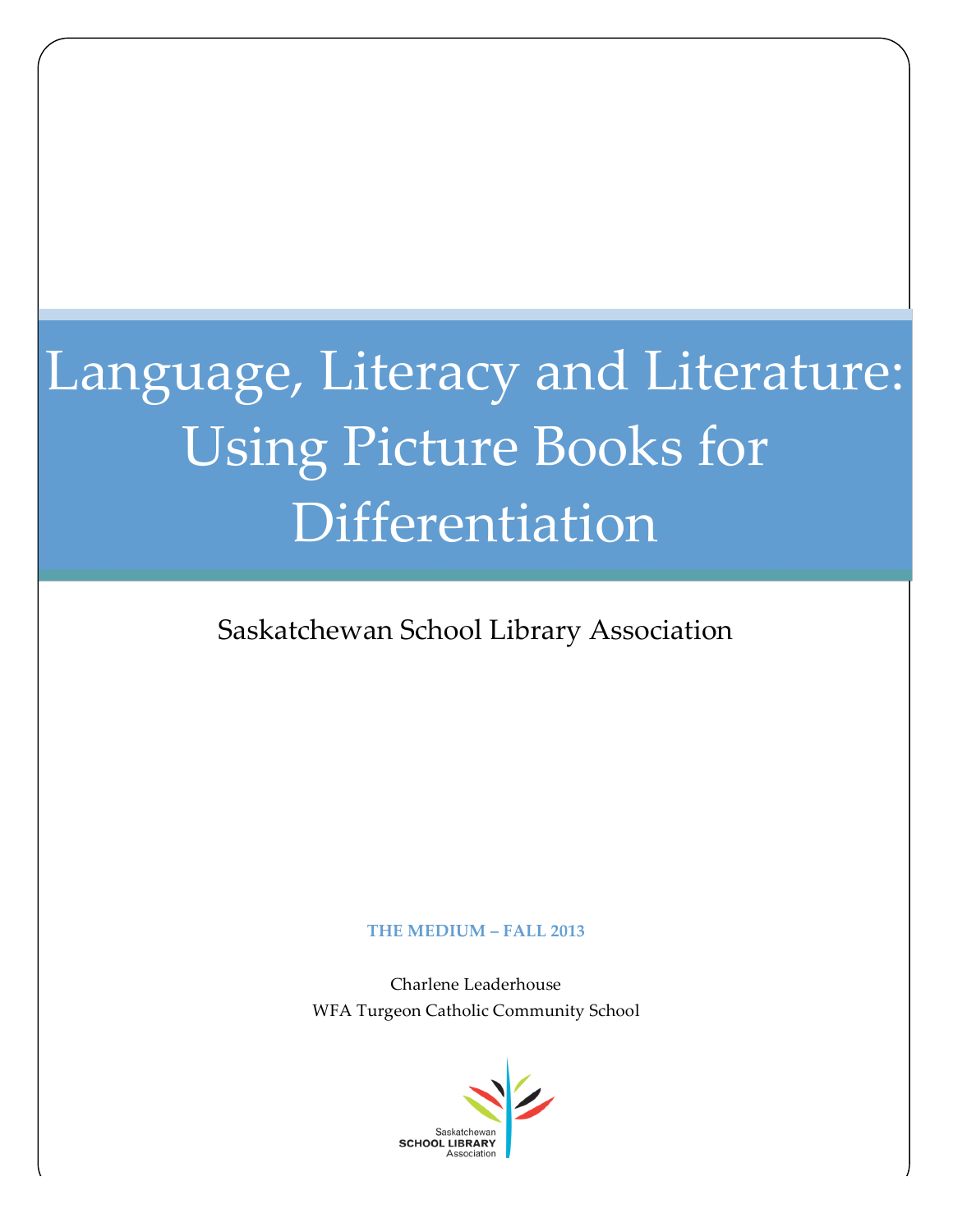# Language, Literacy and Literature: Using Picture Books for Differentiation

Saskatchewan School Library Association

**THE MEDIUM – FALL 2013**

Charlene Leaderhouse
WFA Turgeon Catholic Community School

Saskatchewan
SCHOOL LIBRARY
Association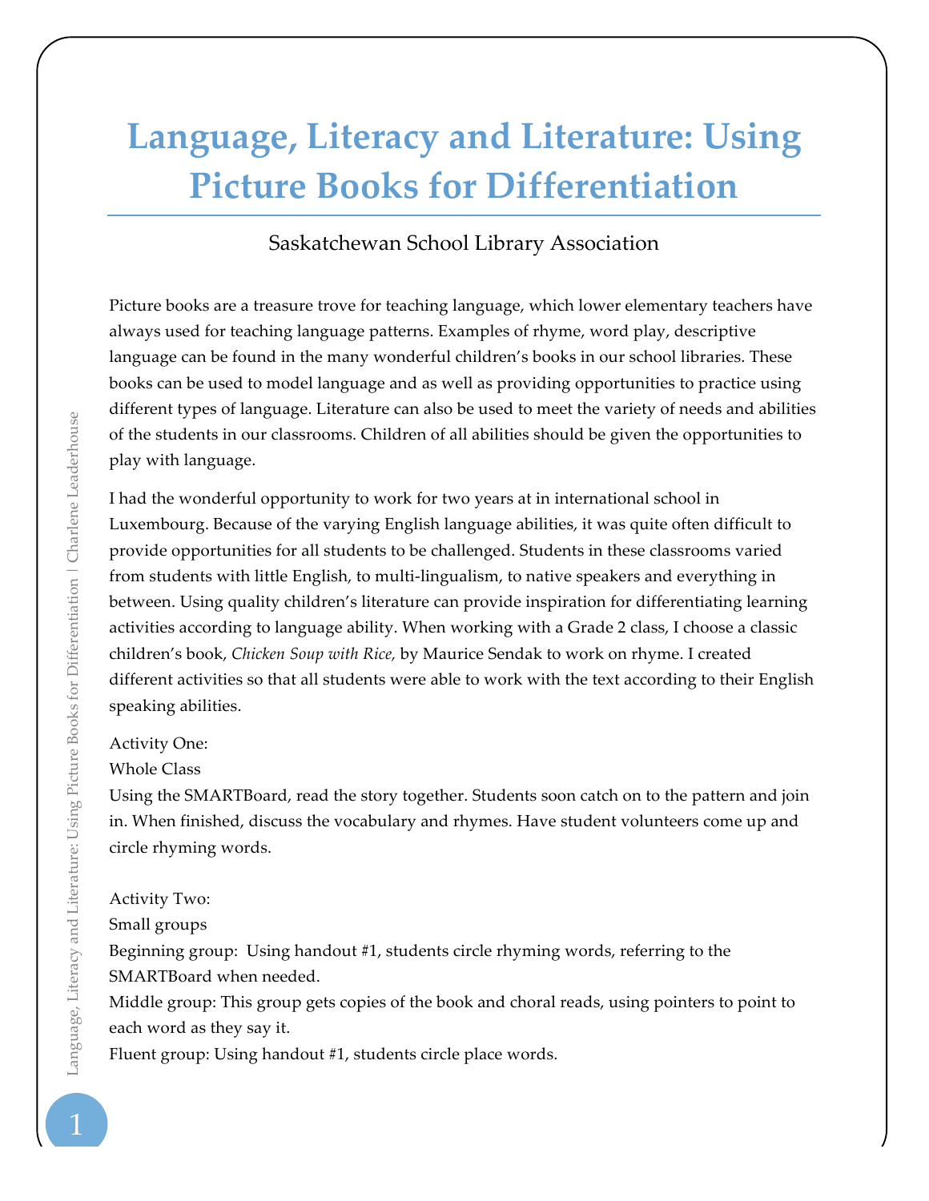# Language, Literacy and Literature: Using Picture Books for Differentiation

Saskatchewan School Library Association

Picture books are a treasure trove for teaching language, which lower elementary teachers have always used for teaching language patterns. Examples of rhyme, word play, descriptive language can be found in the many wonderful children's books in our school libraries. These books can be used to model language and as well as providing opportunities to practice using different types of language. Literature can also be used to meet the variety of needs and abilities of the students in our classrooms. Children of all abilities should be given the opportunities to play with language.

I had the wonderful opportunity to work for two years at in international school in Luxembourg. Because of the varying English language abilities, it was quite often difficult to provide opportunities for all students to be challenged. Students in these classrooms varied from students with little English, to multi-lingualism, to native speakers and everything in between. Using quality children's literature can provide inspiration for differentiating learning activities according to language ability. When working with a Grade 2 class, I choose a classic children's book, *Chicken Soup with Rice,* by Maurice Sendak to work on rhyme. I created different activities so that all students were able to work with the text according to their English speaking abilities.

Activity One:
Whole Class
Using the SMARTBoard, read the story together. Students soon catch on to the pattern and join in. When finished, discuss the vocabulary and rhymes. Have student volunteers come up and circle rhyming words.

Activity Two:
Small groups
Beginning group: Using handout #1, students circle rhyming words, referring to the SMARTBoard when needed.
Middle group: This group gets copies of the book and choral reads, using pointers to point to each word as they say it.
Fluent group: Using handout #1, students circle place words.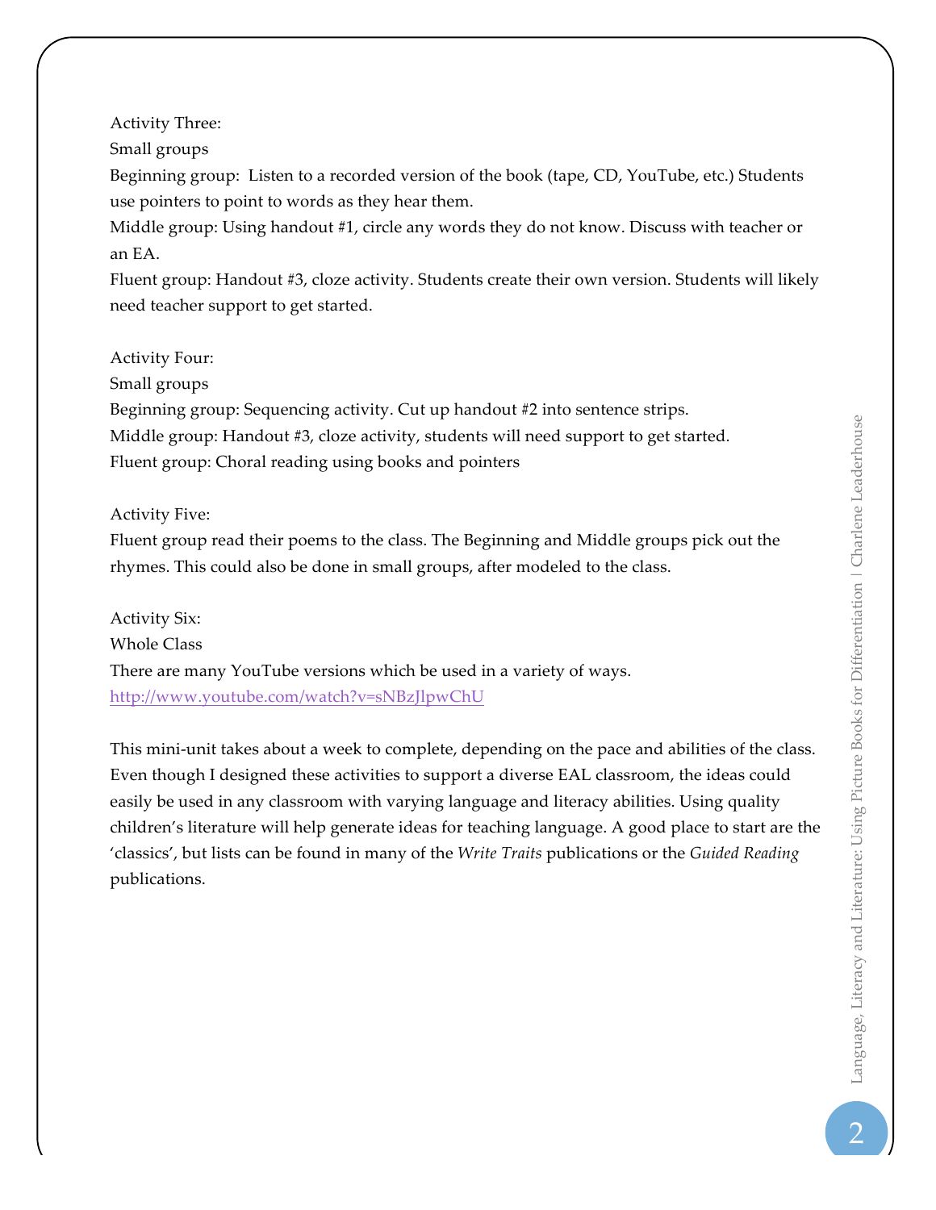Activity Three:

Small groups

Beginning group: Listen to a recorded version of the book (tape, CD, YouTube, etc.) Students use pointers to point to words as they hear them.

Middle group: Using handout #1, circle any words they do not know. Discuss with teacher or an EA.

Fluent group: Handout #3, cloze activity. Students create their own version. Students will likely need teacher support to get started.

Activity Four:

Small groups

Beginning group: Sequencing activity. Cut up handout #2 into sentence strips.

Middle group: Handout #3, cloze activity, students will need support to get started.

Fluent group: Choral reading using books and pointers

Activity Five:

Fluent group read their poems to the class. The Beginning and Middle groups pick out the rhymes. This could also be done in small groups, after modeled to the class.

Activity Six:

Whole Class

There are many YouTube versions which be used in a variety of ways.

http://www.youtube.com/watch?v=sNBzJlpwChU

This mini-unit takes about a week to complete, depending on the pace and abilities of the class. Even though I designed these activities to support a diverse EAL classroom, the ideas could easily be used in any classroom with varying language and literacy abilities. Using quality children's literature will help generate ideas for teaching language. A good place to start are the 'classics', but lists can be found in many of the *Write Traits* publications or the *Guided Reading* publications.